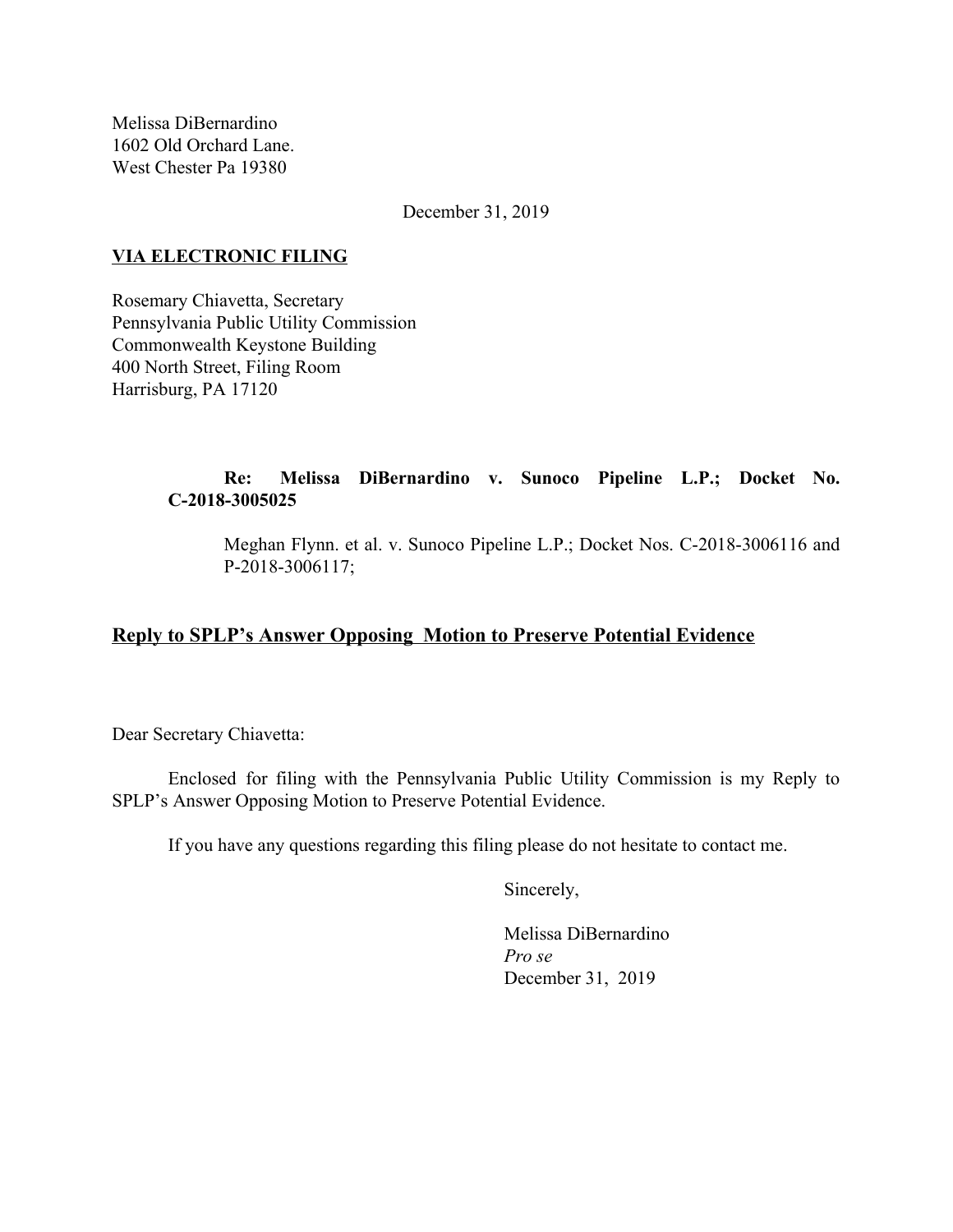Melissa DiBernardino
1602 Old Orchard Lane.
West Chester Pa 19380

December 31, 2019

**VIA ELECTRONIC FILING**

Rosemary Chiavetta, Secretary
Pennsylvania Public Utility Commission
Commonwealth Keystone Building
400 North Street, Filing Room
Harrisburg, PA 17120

**Re: Melissa DiBernardino v. Sunoco Pipeline L.P.; Docket No. C-2018-3005025**

Meghan Flynn. et al. v. Sunoco Pipeline L.P.; Docket Nos. C-2018-3006116 and P-2018-3006117;

## Reply to SPLP's Answer Opposing Motion to Preserve Potential Evidence

Dear Secretary Chiavetta:

Enclosed for filing with the Pennsylvania Public Utility Commission is my Reply to SPLP's Answer Opposing Motion to Preserve Potential Evidence.

If you have any questions regarding this filing please do not hesitate to contact me.

Sincerely,

Melissa DiBernardino
*Pro se*
December 31, 2019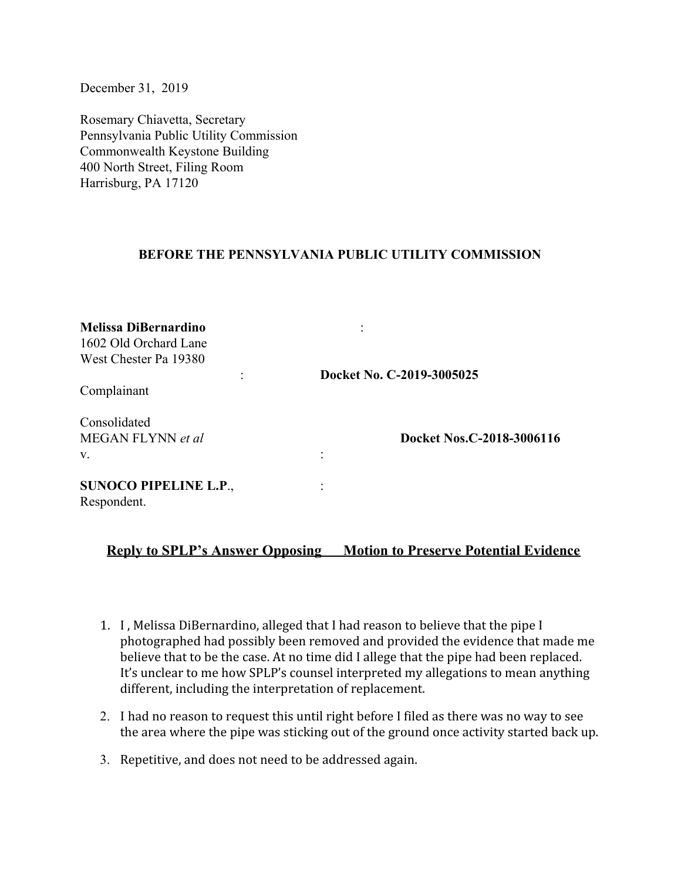December 31, 2019

Rosemary Chiavetta, Secretary
Pennsylvania Public Utility Commission
Commonwealth Keystone Building
400 North Street, Filing Room
Harrisburg, PA 17120

**BEFORE THE PENNSYLVANIA PUBLIC UTILITY COMMISSION**

**Melissa DiBernardino** :
1602 Old Orchard Lane
West Chester Pa 19380
: **Docket No. C-2019-3005025**
Complainant

Consolidated
MEGAN FLYNN *et al* **Docket Nos.C-2018-3006116**
v. :

**SUNOCO PIPELINE L.P**., :
Respondent.

**Reply to SPLP's Answer Opposing Motion to Preserve Potential Evidence**

1. I , Melissa DiBernardino, alleged that I had reason to believe that the pipe I photographed had possibly been removed and provided the evidence that made me believe that to be the case. At no time did I allege that the pipe had been replaced. It's unclear to me how SPLP's counsel interpreted my allegations to mean anything different, including the interpretation of replacement.

2. I had no reason to request this until right before I filed as there was no way to see the area where the pipe was sticking out of the ground once activity started back up.

3. Repetitive, and does not need to be addressed again.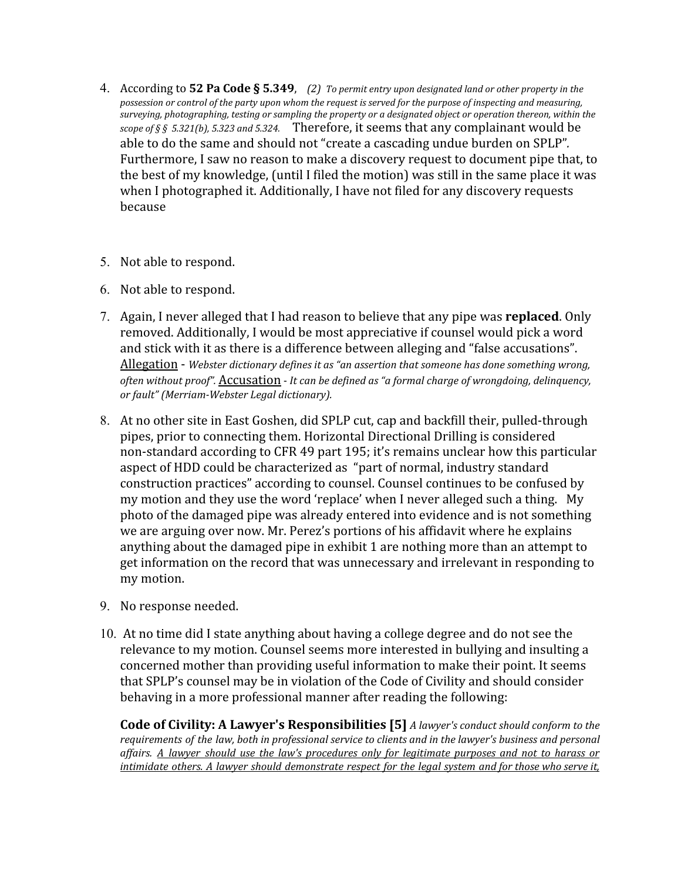4. According to **52 Pa Code § 5.349**, *(2) To permit entry upon designated land or other property in the possession or control of the party upon whom the request is served for the purpose of inspecting and measuring, surveying, photographing, testing or sampling the property or a designated object or operation thereon, within the scope of § § 5.321(b), 5.323 and 5.324.* Therefore, it seems that any complainant would be able to do the same and should not "create a cascading undue burden on SPLP". Furthermore, I saw no reason to make a discovery request to document pipe that, to the best of my knowledge, (until I filed the motion) was still in the same place it was when I photographed it. Additionally, I have not filed for any discovery requests because

5. Not able to respond.

6. Not able to respond.

7. Again, I never alleged that I had reason to believe that any pipe was **replaced**. Only removed. Additionally, I would be most appreciative if counsel would pick a word and stick with it as there is a difference between alleging and "false accusations". <u>Allegation</u> - *Webster dictionary defines it as "an assertion that someone has done something wrong, often without proof".* <u>Accusation</u> - *It can be defined as "a formal charge of wrongdoing, delinquency, or fault" (Merriam-Webster Legal dictionary).*

8. At no other site in East Goshen, did SPLP cut, cap and backfill their, pulled-through pipes, prior to connecting them. Horizontal Directional Drilling is considered non-standard according to CFR 49 part 195; it's remains unclear how this particular aspect of HDD could be characterized as "part of normal, industry standard construction practices" according to counsel. Counsel continues to be confused by my motion and they use the word 'replace' when I never alleged such a thing. My photo of the damaged pipe was already entered into evidence and is not something we are arguing over now. Mr. Perez's portions of his affidavit where he explains anything about the damaged pipe in exhibit 1 are nothing more than an attempt to get information on the record that was unnecessary and irrelevant in responding to my motion.

9. No response needed.

10. At no time did I state anything about having a college degree and do not see the relevance to my motion. Counsel seems more interested in bullying and insulting a concerned mother than providing useful information to make their point. It seems that SPLP's counsel may be in violation of the Code of Civility and should consider behaving in a more professional manner after reading the following:

    **Code of Civility: A Lawyer's Responsibilities [5]** *A lawyer's conduct should conform to the requirements of the law, both in professional service to clients and in the lawyer's business and personal affairs. <u>A lawyer should use the law's procedures only for legitimate purposes and not to harass or intimidate others. A lawyer should demonstrate respect for the legal system and for those who serve it,</u>*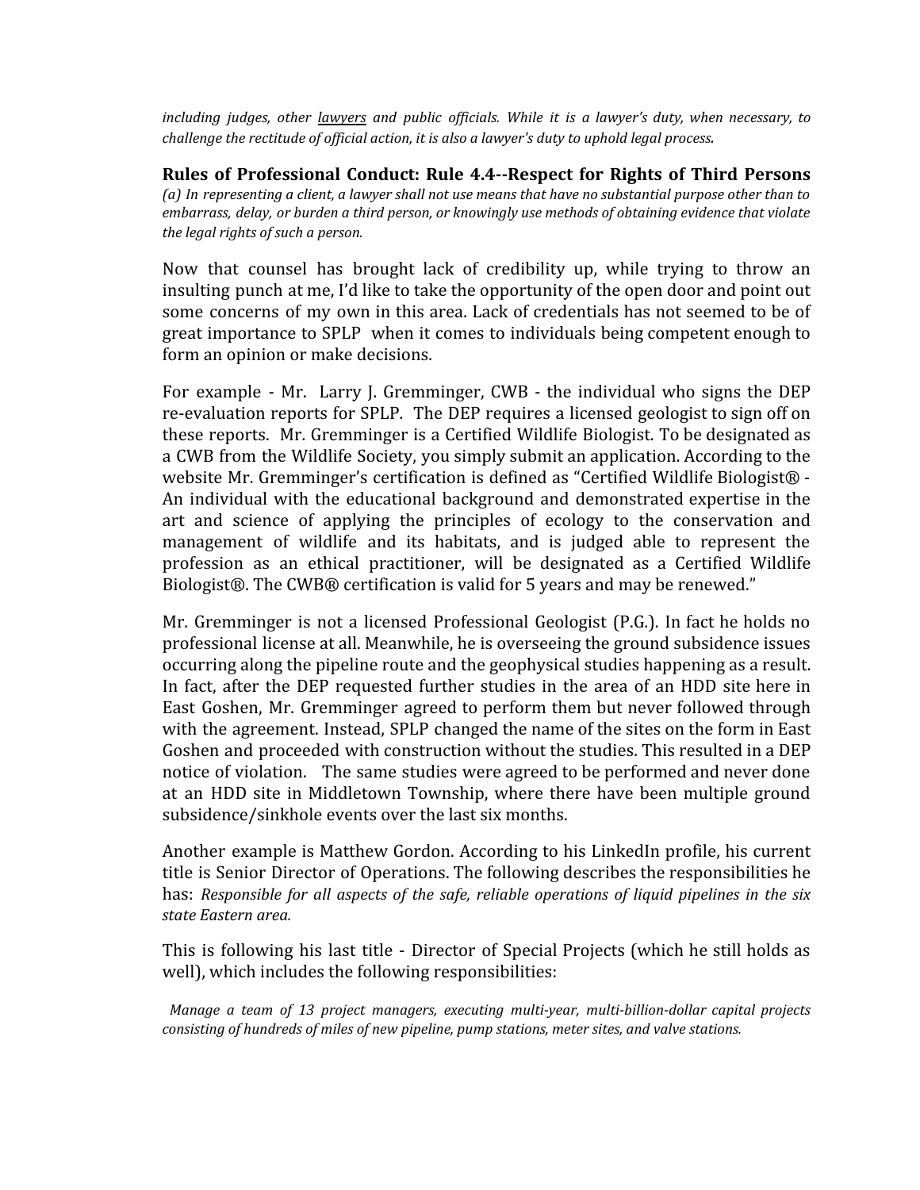*including judges, other lawyers and public officials. While it is a lawyer's duty, when necessary, to challenge the rectitude of official action, it is also a lawyer's duty to uphold legal process.*

**Rules of Professional Conduct: Rule 4.4--Respect for Rights of Third Persons**
*(a) In representing a client, a lawyer shall not use means that have no substantial purpose other than to embarrass, delay, or burden a third person, or knowingly use methods of obtaining evidence that violate the legal rights of such a person.*

Now that counsel has brought lack of credibility up, while trying to throw an insulting punch at me, I'd like to take the opportunity of the open door and point out some concerns of my own in this area. Lack of credentials has not seemed to be of great importance to SPLP when it comes to individuals being competent enough to form an opinion or make decisions.

For example - Mr. Larry J. Gremminger, CWB - the individual who signs the DEP re-evaluation reports for SPLP. The DEP requires a licensed geologist to sign off on these reports. Mr. Gremminger is a Certified Wildlife Biologist. To be designated as a CWB from the Wildlife Society, you simply submit an application. According to the website Mr. Gremminger's certification is defined as "Certified Wildlife Biologist® - An individual with the educational background and demonstrated expertise in the art and science of applying the principles of ecology to the conservation and management of wildlife and its habitats, and is judged able to represent the profession as an ethical practitioner, will be designated as a Certified Wildlife Biologist®. The CWB® certification is valid for 5 years and may be renewed."

Mr. Gremminger is not a licensed Professional Geologist (P.G.). In fact he holds no professional license at all. Meanwhile, he is overseeing the ground subsidence issues occurring along the pipeline route and the geophysical studies happening as a result. In fact, after the DEP requested further studies in the area of an HDD site here in East Goshen, Mr. Gremminger agreed to perform them but never followed through with the agreement. Instead, SPLP changed the name of the sites on the form in East Goshen and proceeded with construction without the studies. This resulted in a DEP notice of violation. The same studies were agreed to be performed and never done at an HDD site in Middletown Township, where there have been multiple ground subsidence/sinkhole events over the last six months.

Another example is Matthew Gordon. According to his LinkedIn profile, his current title is Senior Director of Operations. The following describes the responsibilities he has: *Responsible for all aspects of the safe, reliable operations of liquid pipelines in the six state Eastern area.*

This is following his last title - Director of Special Projects (which he still holds as well), which includes the following responsibilities:

*Manage a team of 13 project managers, executing multi-year, multi-billion-dollar capital projects consisting of hundreds of miles of new pipeline, pump stations, meter sites, and valve stations.*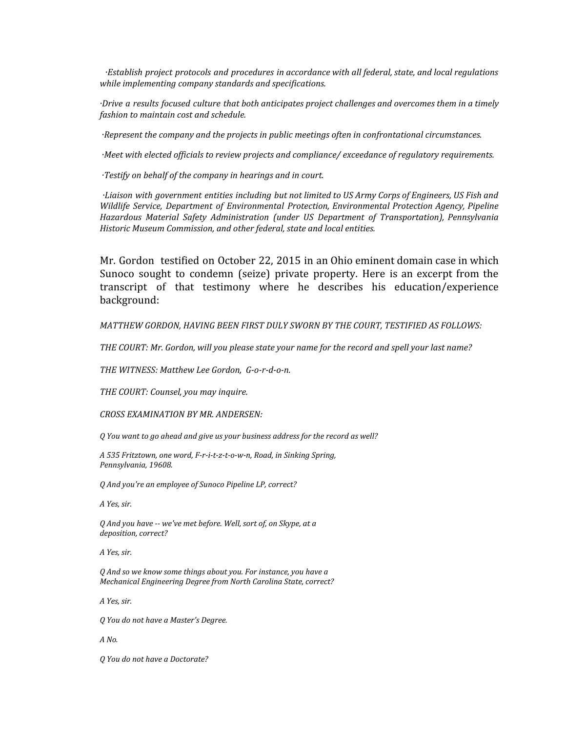*·Establish project protocols and procedures in accordance with all federal, state, and local regulations while implementing company standards and specifications.*

*·Drive a results focused culture that both anticipates project challenges and overcomes them in a timely fashion to maintain cost and schedule.*

*·Represent the company and the projects in public meetings often in confrontational circumstances.*

*·Meet with elected officials to review projects and compliance/ exceedance of regulatory requirements.*

*·Testify on behalf of the company in hearings and in court.*

*·Liaison with government entities including but not limited to US Army Corps of Engineers, US Fish and Wildlife Service, Department of Environmental Protection, Environmental Protection Agency, Pipeline Hazardous Material Safety Administration (under US Department of Transportation), Pennsylvania Historic Museum Commission, and other federal, state and local entities.*

Mr. Gordon testified on October 22, 2015 in an Ohio eminent domain case in which Sunoco sought to condemn (seize) private property. Here is an excerpt from the transcript of that testimony where he describes his education/experience background:

*MATTHEW GORDON, HAVING BEEN FIRST DULY SWORN BY THE COURT, TESTIFIED AS FOLLOWS:*

*THE COURT: Mr. Gordon, will you please state your name for the record and spell your last name?*

*THE WITNESS: Matthew Lee Gordon, G-o-r-d-o-n.*

*THE COURT: Counsel, you may inquire.*

*CROSS EXAMINATION BY MR. ANDERSEN:*

*Q You want to go ahead and give us your business address for the record as well?*

*A 535 Fritztown, one word, F-r-i-t-z-t-o-w-n, Road, in Sinking Spring, Pennsylvania, 19608.*

*Q And you're an employee of Sunoco Pipeline LP, correct?*

*A Yes, sir.*

*Q And you have -- we've met before. Well, sort of, on Skype, at a deposition, correct?*

*A Yes, sir.*

*Q And so we know some things about you. For instance, you have a Mechanical Engineering Degree from North Carolina State, correct?*

*A Yes, sir.*

*Q You do not have a Master's Degree.*

*A No.*

*Q You do not have a Doctorate?*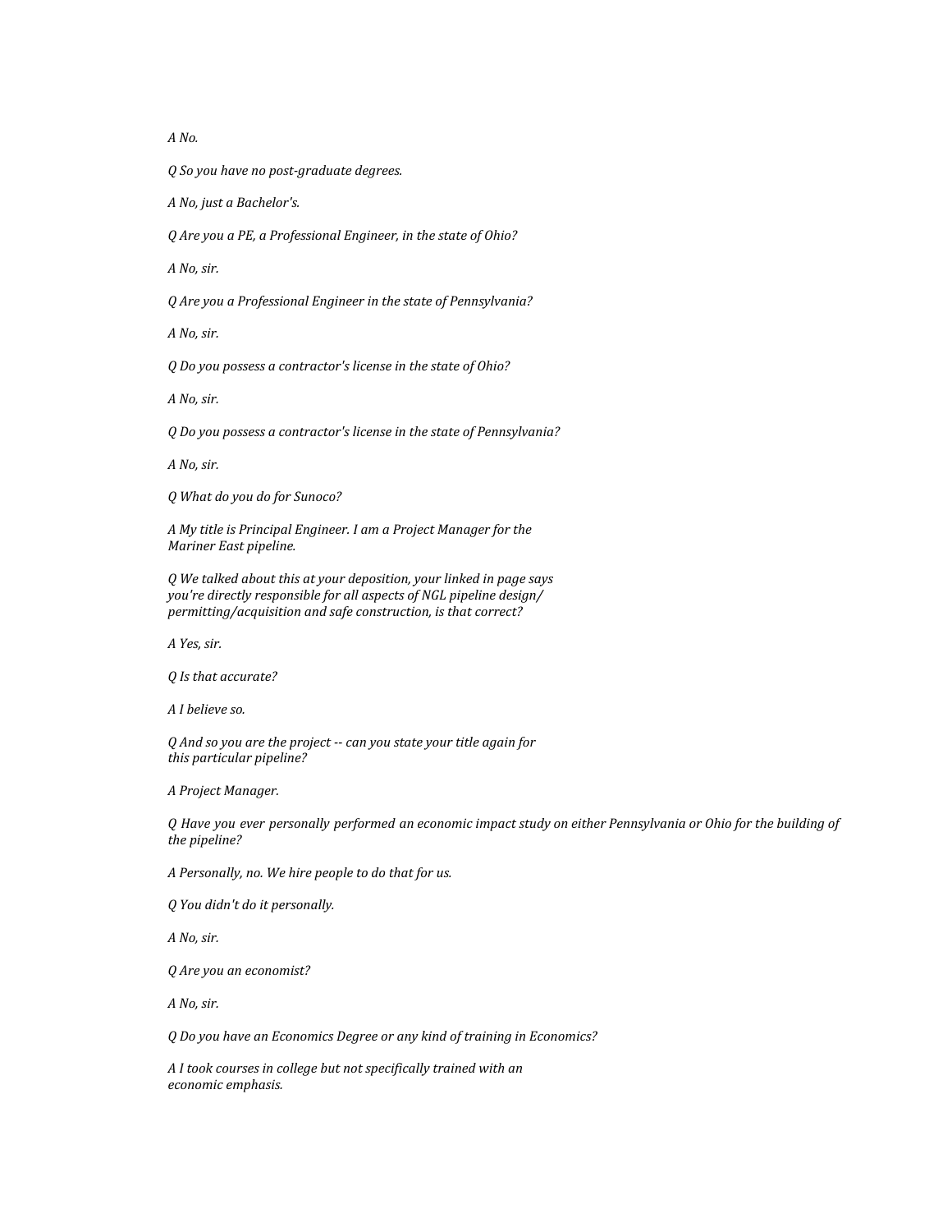*A No.*

*Q So you have no post-graduate degrees.*

*A No, just a Bachelor's.*

*Q Are you a PE, a Professional Engineer, in the state of Ohio?*

*A No, sir.*

*Q Are you a Professional Engineer in the state of Pennsylvania?*

*A No, sir.*

*Q Do you possess a contractor's license in the state of Ohio?*

*A No, sir.*

*Q Do you possess a contractor's license in the state of Pennsylvania?*

*A No, sir.*

*Q What do you do for Sunoco?*

*A My title is Principal Engineer. I am a Project Manager for the Mariner East pipeline.*

*Q We talked about this at your deposition, your linked in page says you're directly responsible for all aspects of NGL pipeline design/ permitting/acquisition and safe construction, is that correct?*

*A Yes, sir.*

*Q Is that accurate?*

*A I believe so.*

*Q And so you are the project -- can you state your title again for this particular pipeline?*

*A Project Manager.*

*Q Have you ever personally performed an economic impact study on either Pennsylvania or Ohio for the building of the pipeline?*

*A Personally, no. We hire people to do that for us.*

*Q You didn't do it personally.*

*A No, sir.*

*Q Are you an economist?*

*A No, sir.*

*Q Do you have an Economics Degree or any kind of training in Economics?*

*A I took courses in college but not specifically trained with an economic emphasis.*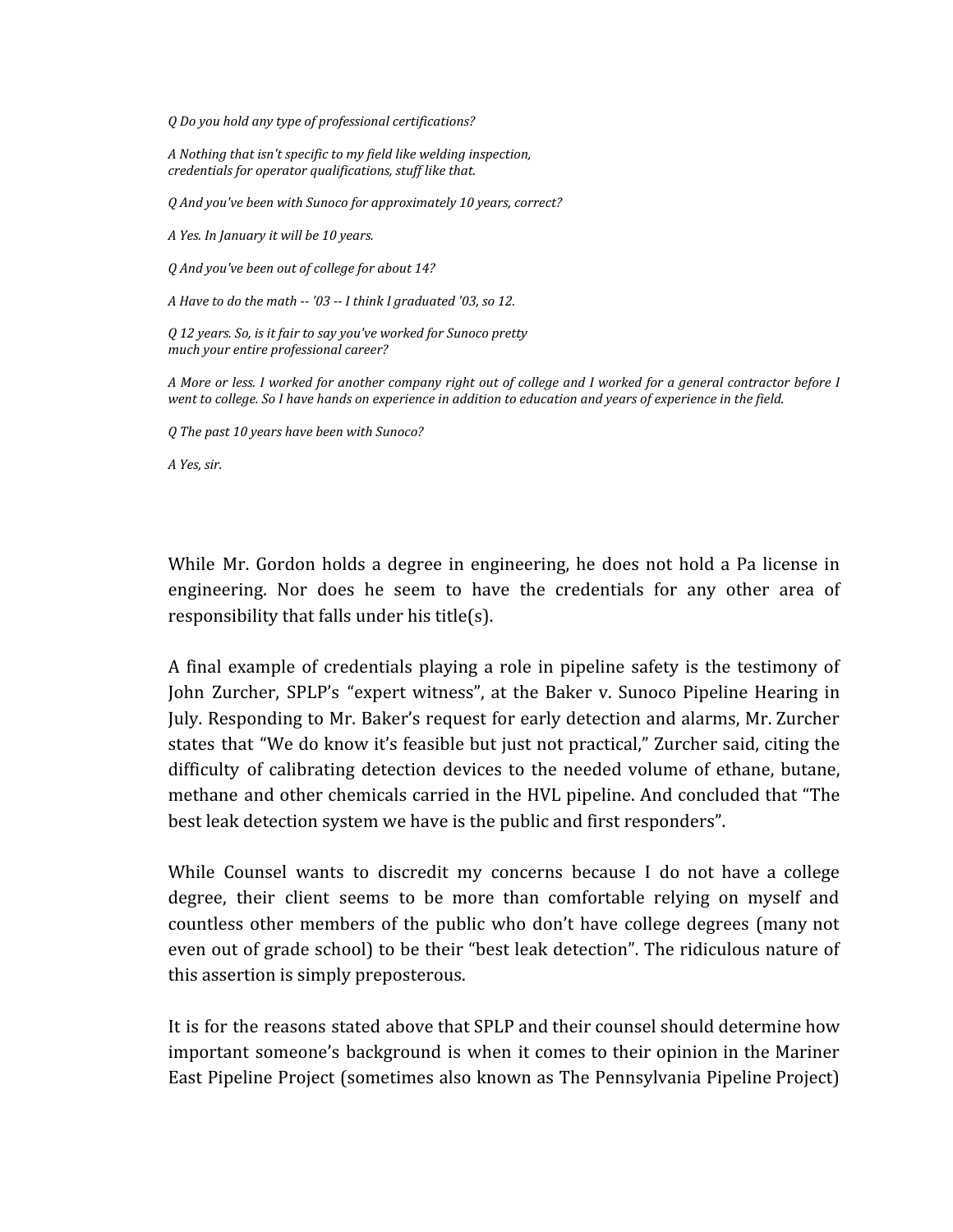*Q Do you hold any type of professional certifications?*

*A Nothing that isn't specific to my field like welding inspection, credentials for operator qualifications, stuff like that.*

*Q And you've been with Sunoco for approximately 10 years, correct?*

*A Yes. In January it will be 10 years.*

*Q And you've been out of college for about 14?*

*A Have to do the math -- '03 -- I think I graduated '03, so 12.*

*Q 12 years. So, is it fair to say you've worked for Sunoco pretty much your entire professional career?*

*A More or less. I worked for another company right out of college and I worked for a general contractor before I went to college. So I have hands on experience in addition to education and years of experience in the field.*

*Q The past 10 years have been with Sunoco?*

*A Yes, sir.*

While Mr. Gordon holds a degree in engineering, he does not hold a Pa license in engineering. Nor does he seem to have the credentials for any other area of responsibility that falls under his title(s).

A final example of credentials playing a role in pipeline safety is the testimony of John Zurcher, SPLP's "expert witness", at the Baker v. Sunoco Pipeline Hearing in July. Responding to Mr. Baker's request for early detection and alarms, Mr. Zurcher states that "We do know it's feasible but just not practical," Zurcher said, citing the difficulty of calibrating detection devices to the needed volume of ethane, butane, methane and other chemicals carried in the HVL pipeline. And concluded that "The best leak detection system we have is the public and first responders".

While Counsel wants to discredit my concerns because I do not have a college degree, their client seems to be more than comfortable relying on myself and countless other members of the public who don't have college degrees (many not even out of grade school) to be their "best leak detection". The ridiculous nature of this assertion is simply preposterous.

It is for the reasons stated above that SPLP and their counsel should determine how important someone's background is when it comes to their opinion in the Mariner East Pipeline Project (sometimes also known as The Pennsylvania Pipeline Project)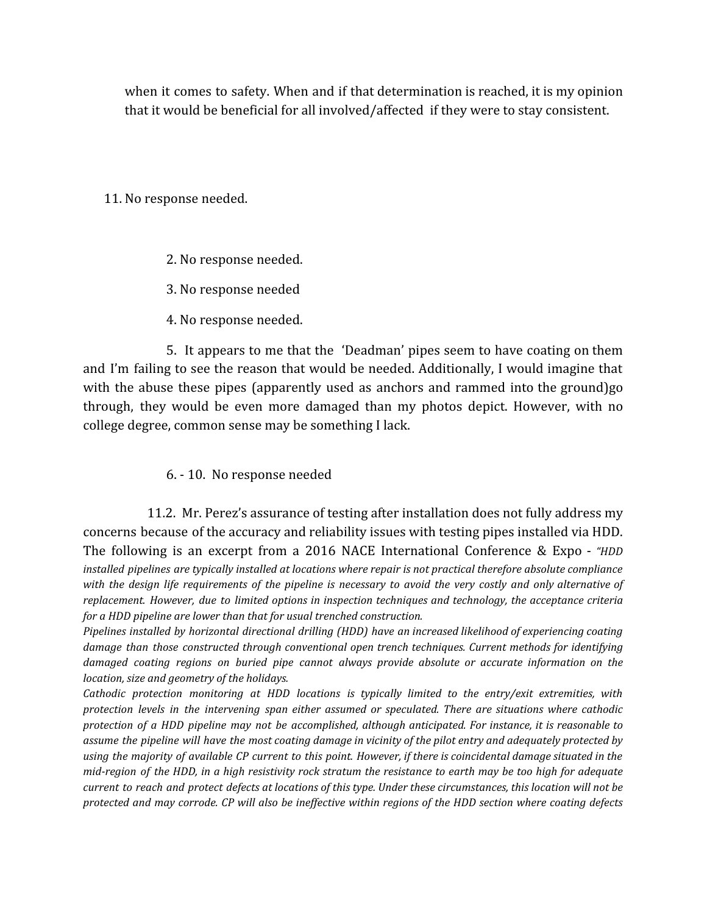when it comes to safety. When and if that determination is reached, it is my opinion that it would be beneficial for all involved/affected if they were to stay consistent.

11. No response needed.

2. No response needed.

3. No response needed

4. No response needed.

5. It appears to me that the 'Deadman' pipes seem to have coating on them and I'm failing to see the reason that would be needed. Additionally, I would imagine that with the abuse these pipes (apparently used as anchors and rammed into the ground)go through, they would be even more damaged than my photos depict. However, with no college degree, common sense may be something I lack.

6. - 10. No response needed

11.2. Mr. Perez's assurance of testing after installation does not fully address my concerns because of the accuracy and reliability issues with testing pipes installed via HDD. The following is an excerpt from a 2016 NACE International Conference & Expo - *"HDD installed pipelines are typically installed at locations where repair is not practical therefore absolute compliance with the design life requirements of the pipeline is necessary to avoid the very costly and only alternative of replacement. However, due to limited options in inspection techniques and technology, the acceptance criteria for a HDD pipeline are lower than that for usual trenched construction.*
*Pipelines installed by horizontal directional drilling (HDD) have an increased likelihood of experiencing coating damage than those constructed through conventional open trench techniques. Current methods for identifying damaged coating regions on buried pipe cannot always provide absolute or accurate information on the location, size and geometry of the holidays.*
*Cathodic protection monitoring at HDD locations is typically limited to the entry/exit extremities, with protection levels in the intervening span either assumed or speculated. There are situations where cathodic protection of a HDD pipeline may not be accomplished, although anticipated. For instance, it is reasonable to assume the pipeline will have the most coating damage in vicinity of the pilot entry and adequately protected by using the majority of available CP current to this point. However, if there is coincidental damage situated in the mid-region of the HDD, in a high resistivity rock stratum the resistance to earth may be too high for adequate current to reach and protect defects at locations of this type. Under these circumstances, this location will not be protected and may corrode. CP will also be ineffective within regions of the HDD section where coating defects*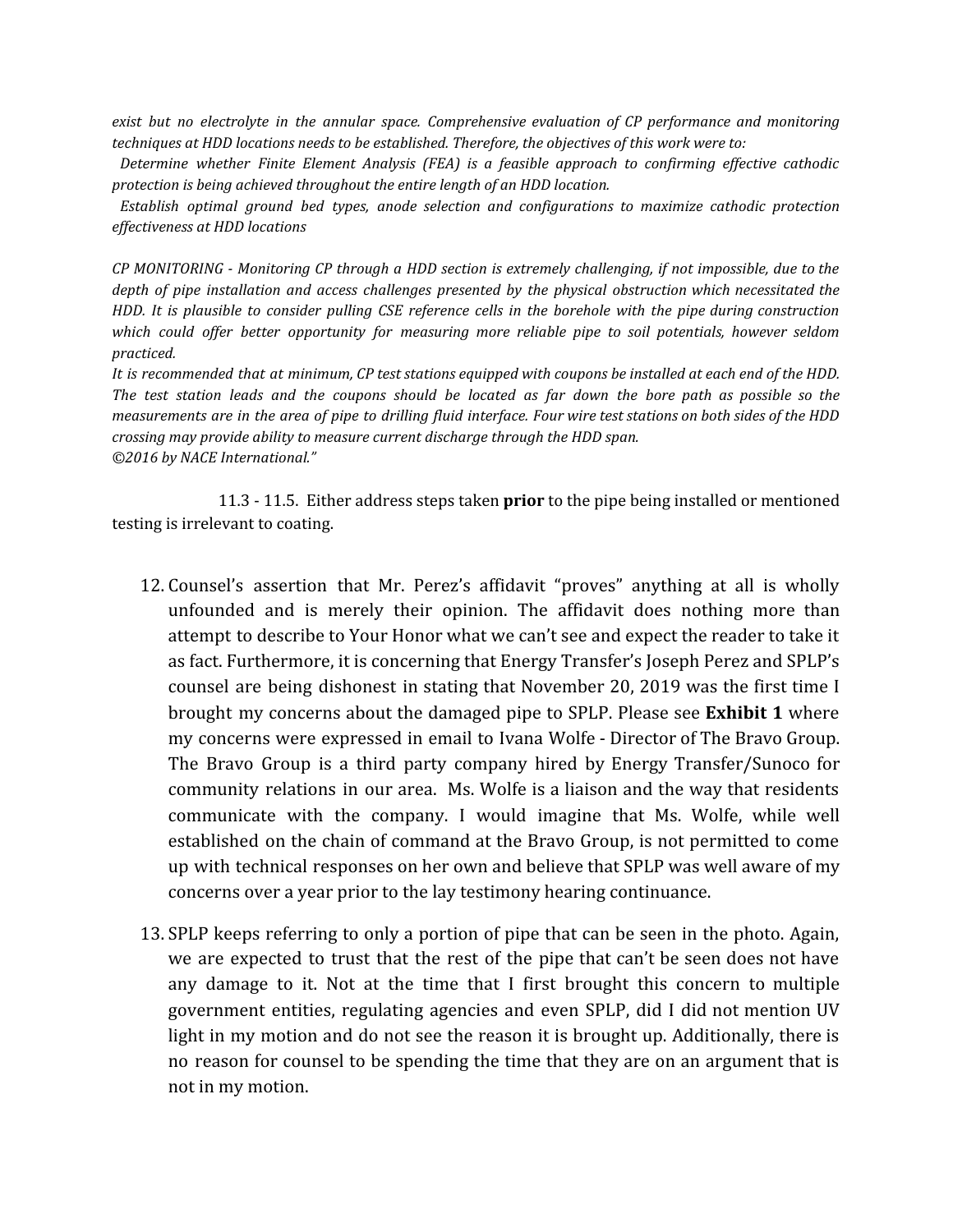*exist but no electrolyte in the annular space. Comprehensive evaluation of CP performance and monitoring techniques at HDD locations needs to be established. Therefore, the objectives of this work were to:*

*Determine whether Finite Element Analysis (FEA) is a feasible approach to confirming effective cathodic protection is being achieved throughout the entire length of an HDD location.*

*Establish optimal ground bed types, anode selection and configurations to maximize cathodic protection effectiveness at HDD locations*

*CP MONITORING - Monitoring CP through a HDD section is extremely challenging, if not impossible, due to the depth of pipe installation and access challenges presented by the physical obstruction which necessitated the HDD. It is plausible to consider pulling CSE reference cells in the borehole with the pipe during construction which could offer better opportunity for measuring more reliable pipe to soil potentials, however seldom practiced.*

*It is recommended that at minimum, CP test stations equipped with coupons be installed at each end of the HDD. The test station leads and the coupons should be located as far down the bore path as possible so the measurements are in the area of pipe to drilling fluid interface. Four wire test stations on both sides of the HDD crossing may provide ability to measure current discharge through the HDD span.*

*©2016 by NACE International."*

11.3 - 11.5. Either address steps taken **prior** to the pipe being installed or mentioned testing is irrelevant to coating.

12. Counsel's assertion that Mr. Perez's affidavit "proves" anything at all is wholly unfounded and is merely their opinion. The affidavit does nothing more than attempt to describe to Your Honor what we can't see and expect the reader to take it as fact. Furthermore, it is concerning that Energy Transfer's Joseph Perez and SPLP's counsel are being dishonest in stating that November 20, 2019 was the first time I brought my concerns about the damaged pipe to SPLP. Please see **Exhibit 1** where my concerns were expressed in email to Ivana Wolfe - Director of The Bravo Group. The Bravo Group is a third party company hired by Energy Transfer/Sunoco for community relations in our area. Ms. Wolfe is a liaison and the way that residents communicate with the company. I would imagine that Ms. Wolfe, while well established on the chain of command at the Bravo Group, is not permitted to come up with technical responses on her own and believe that SPLP was well aware of my concerns over a year prior to the lay testimony hearing continuance.

13. SPLP keeps referring to only a portion of pipe that can be seen in the photo. Again, we are expected to trust that the rest of the pipe that can't be seen does not have any damage to it. Not at the time that I first brought this concern to multiple government entities, regulating agencies and even SPLP, did I did not mention UV light in my motion and do not see the reason it is brought up. Additionally, there is no reason for counsel to be spending the time that they are on an argument that is not in my motion.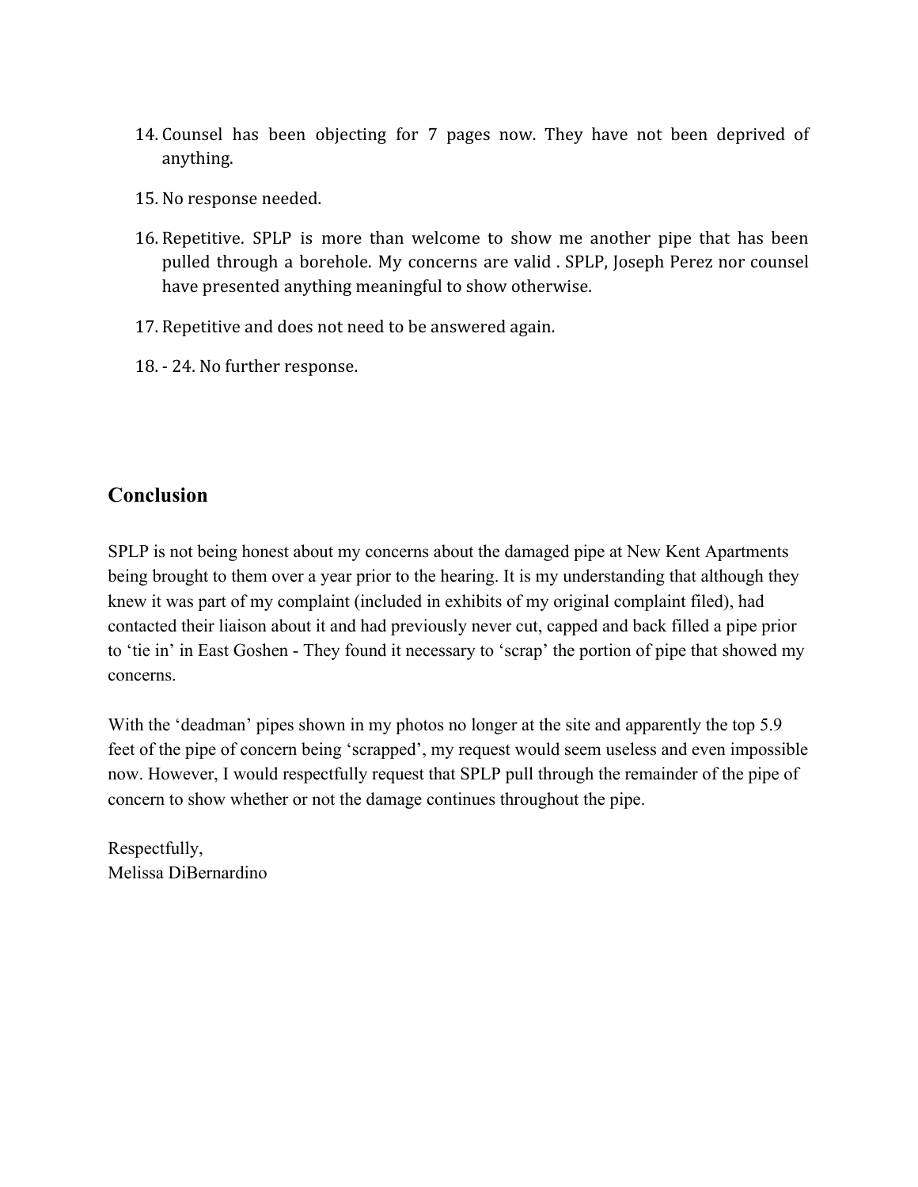14. Counsel has been objecting for 7 pages now. They have not been deprived of anything.

15. No response needed.

16. Repetitive. SPLP is more than welcome to show me another pipe that has been pulled through a borehole. My concerns are valid . SPLP, Joseph Perez nor counsel have presented anything meaningful to show otherwise.

17. Repetitive and does not need to be answered again.

18. - 24. No further response.

## Conclusion

SPLP is not being honest about my concerns about the damaged pipe at New Kent Apartments being brought to them over a year prior to the hearing. It is my understanding that although they knew it was part of my complaint (included in exhibits of my original complaint filed), had contacted their liaison about it and had previously never cut, capped and back filled a pipe prior to 'tie in' in East Goshen - They found it necessary to 'scrap' the portion of pipe that showed my concerns.

With the 'deadman' pipes shown in my photos no longer at the site and apparently the top 5.9 feet of the pipe of concern being 'scrapped', my request would seem useless and even impossible now. However, I would respectfully request that SPLP pull through the remainder of the pipe of concern to show whether or not the damage continues throughout the pipe.

Respectfully,
Melissa DiBernardino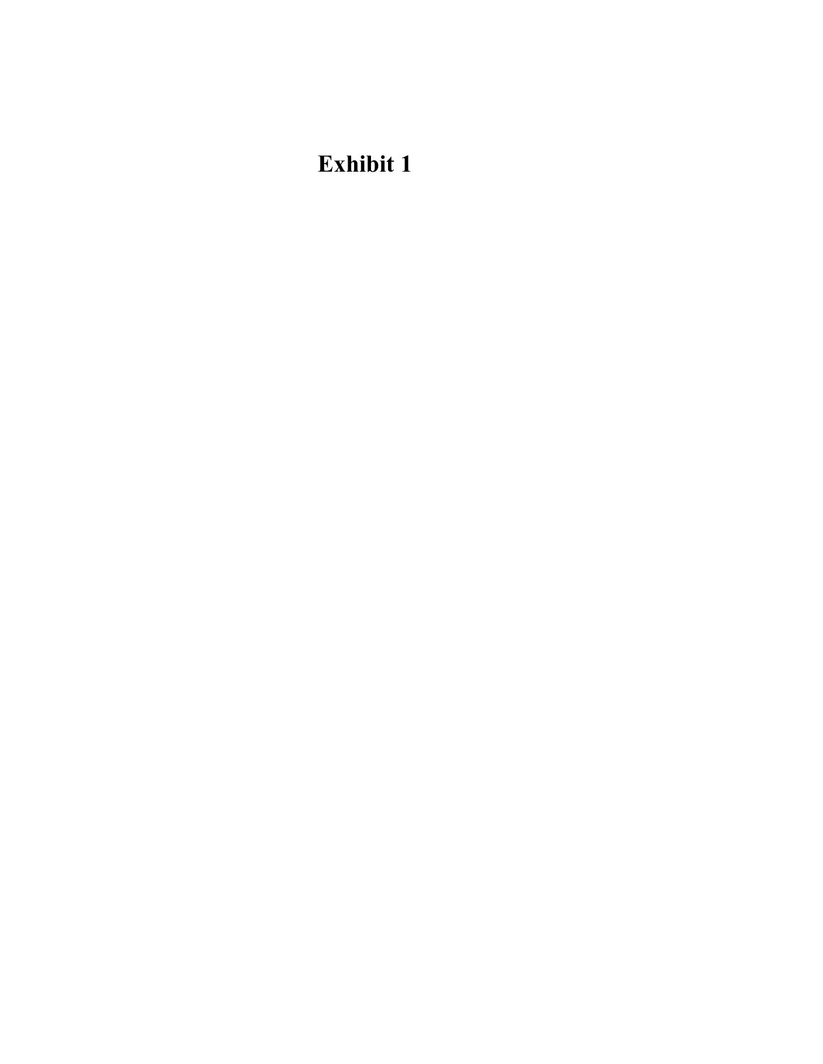# Exhibit 1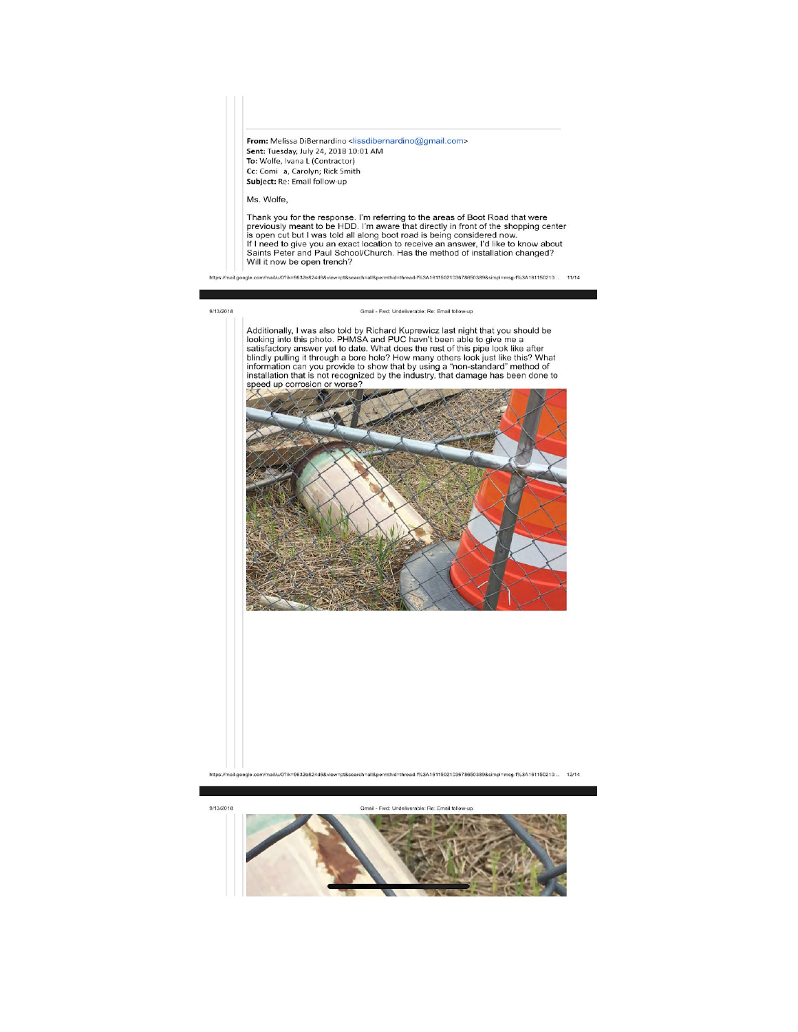**From:** Melissa DiBernardino <lissdibernardino@gmail.com>
**Sent:** Tuesday, July 24, 2018 10:01 AM
**To:** Wolfe, Ivana L (Contractor)
**Cc:** Comi a, Carolyn; Rick Smith
**Subject:** Re: Email follow-up

Ms. Wolfe,

Thank you for the response. I'm referring to the areas of Boot Road that were previously meant to be HDD. I'm aware that directly in front of the shopping center is open cut but I was told all along boot road is being considered now.
If I need to give you an exact location to receive an answer, I'd like to know about Saints Peter and Paul School/Church. Has the method of installation changed? Will it now be open trench?

Additionally, I was also told by Richard Kuprewicz last night that you should be looking into this photo. PHMSA and PUC havn't been able to give me a satisfactory answer yet to date. What does the rest of this pipe look like after blindly pulling it through a bore hole? How many others look just like this? What information can you provide to show that by using a "non-standard" method of installation that is not recognized by the industry, that damage has been done to speed up corrosion or worse?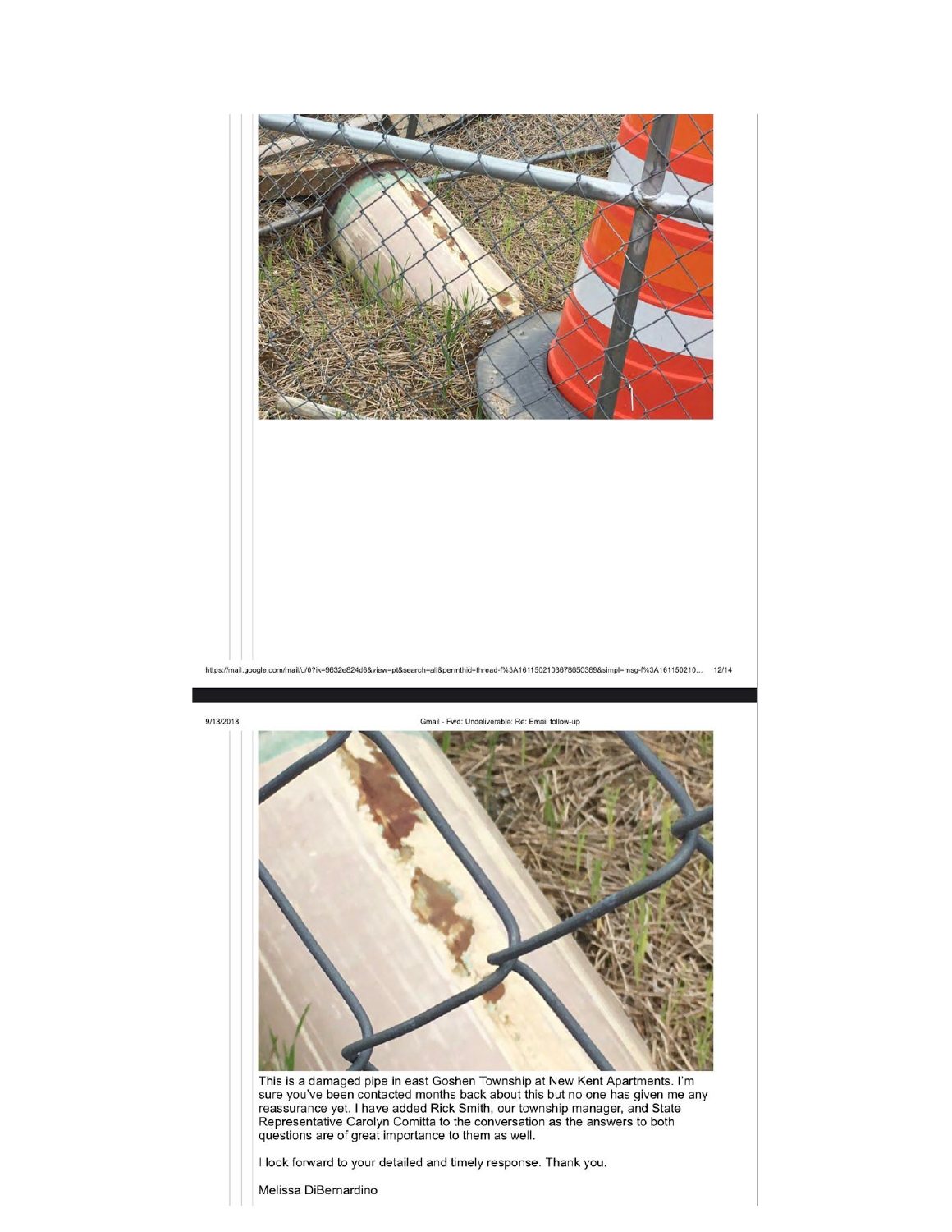This is a damaged pipe in east Goshen Township at New Kent Apartments. I'm sure you've been contacted months back about this but no one has given me any reassurance yet. I have added Rick Smith, our township manager, and State Representative Carolyn Comitta to the conversation as the answers to both questions are of great importance to them as well.

I look forward to your detailed and timely response. Thank you.

Melissa DiBernardino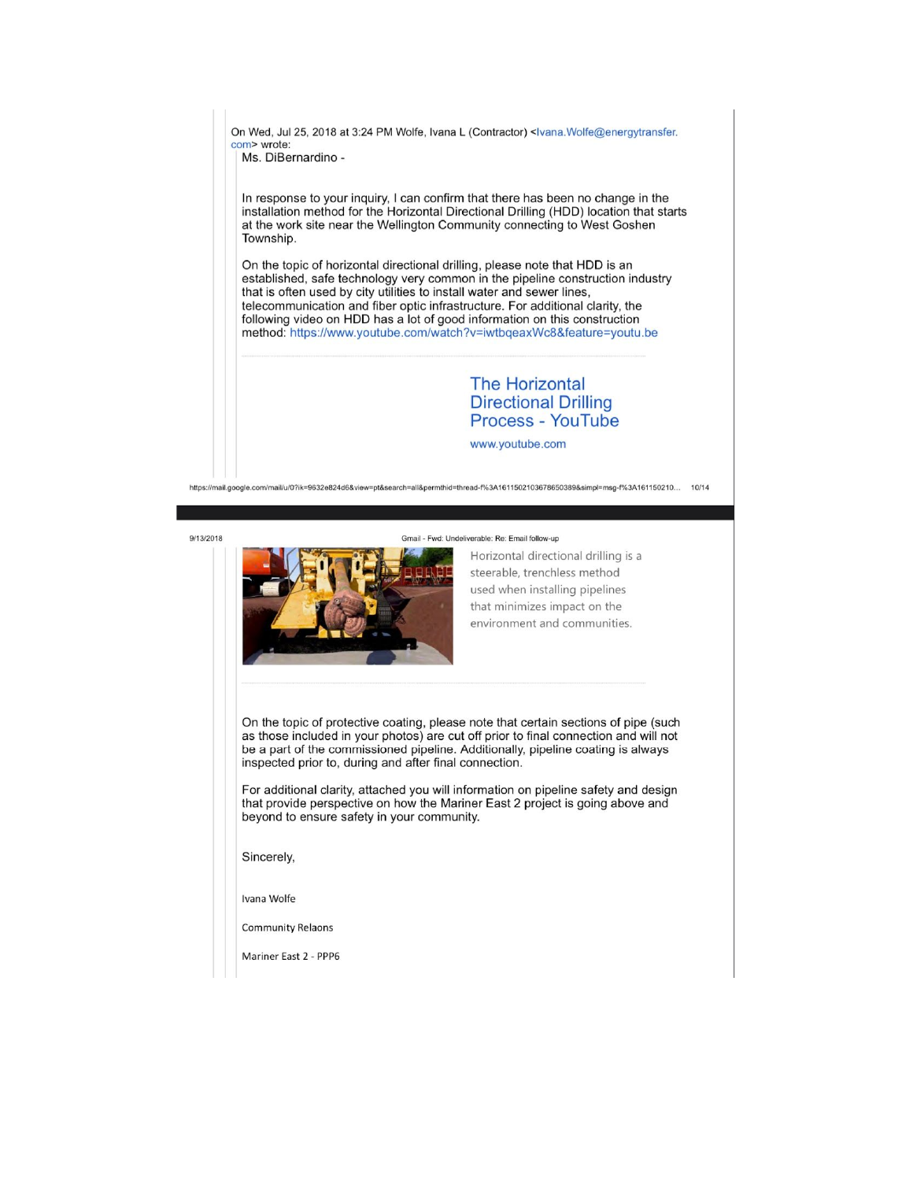On Wed, Jul 25, 2018 at 3:24 PM Wolfe, Ivana L (Contractor) <Ivana.Wolfe@energytransfer.com> wrote:

Ms. DiBernardino -

In response to your inquiry, I can confirm that there has been no change in the installation method for the Horizontal Directional Drilling (HDD) location that starts at the work site near the Wellington Community connecting to West Goshen Township.

On the topic of horizontal directional drilling, please note that HDD is an established, safe technology very common in the pipeline construction industry that is often used by city utilities to install water and sewer lines, telecommunication and fiber optic infrastructure. For additional clarity, the following video on HDD has a lot of good information on this construction method: https://www.youtube.com/watch?v=iwtbqeaxWc8&feature=youtu.be

The Horizontal Directional Drilling Process - YouTube

www.youtube.com

Horizontal directional drilling is a steerable, trenchless method used when installing pipelines that minimizes impact on the environment and communities.

On the topic of protective coating, please note that certain sections of pipe (such as those included in your photos) are cut off prior to final connection and will not be a part of the commissioned pipeline. Additionally, pipeline coating is always inspected prior to, during and after final connection.

For additional clarity, attached you will information on pipeline safety and design that provide perspective on how the Mariner East 2 project is going above and beyond to ensure safety in your community.

Sincerely,

Ivana Wolfe

Community Relaons

Mariner East 2 - PPP6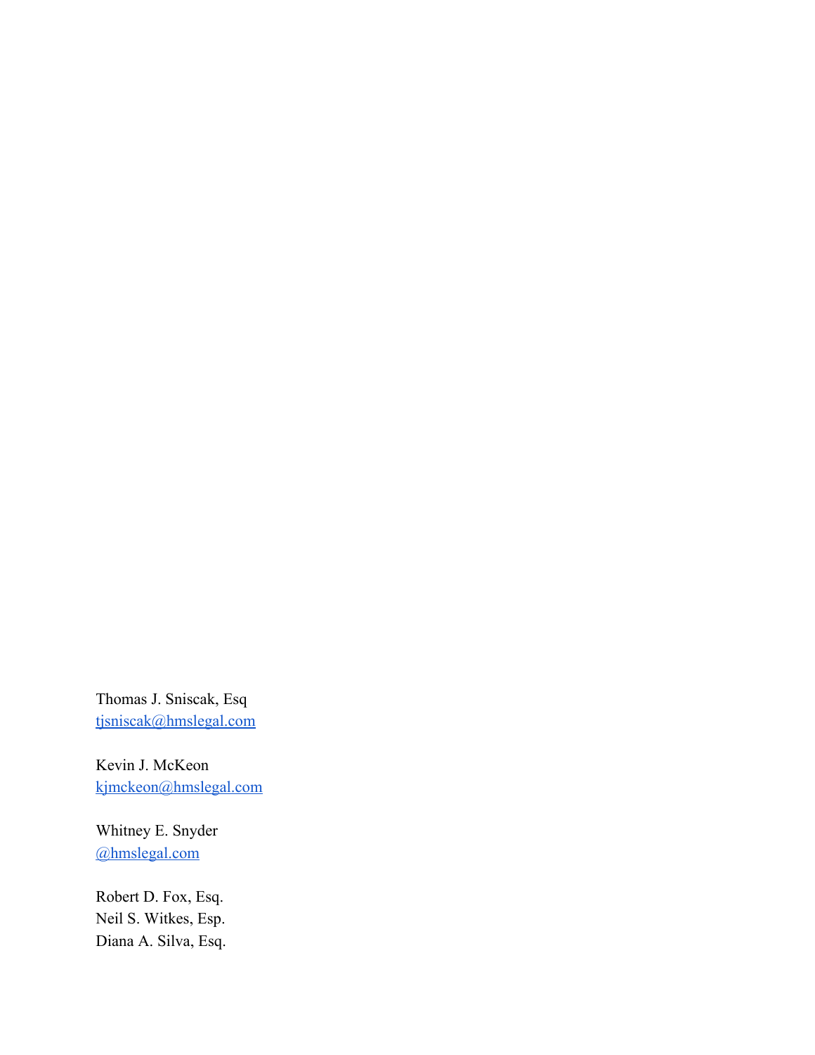Thomas J. Sniscak, Esq
tjsniscak@hmslegal.com

Kevin J. McKeon
kjmckeon@hmslegal.com

Whitney E. Snyder
@hmslegal.com

Robert D. Fox, Esq.
Neil S. Witkes, Esp.
Diana A. Silva, Esq.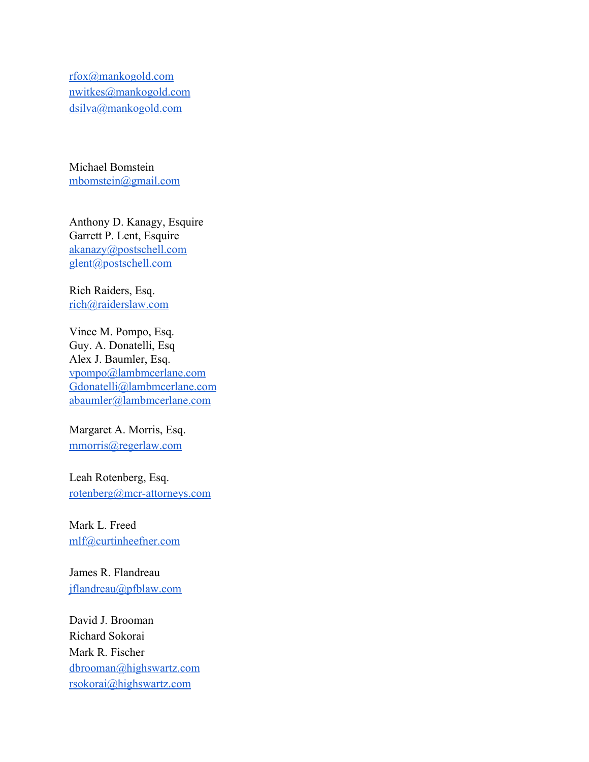rfox@mankogold.com
nwitkes@mankogold.com
dsilva@mankogold.com

Michael Bomstein
mbomstein@gmail.com

Anthony D. Kanagy, Esquire
Garrett P. Lent, Esquire
akanazy@postschell.com
glent@postschell.com

Rich Raiders, Esq.
rich@raiderslaw.com

Vince M. Pompo, Esq.
Guy. A. Donatelli, Esq
Alex J. Baumler, Esq.
vpompo@lambmcerlane.com
Gdonatelli@lambmcerlane.com
abaumler@lambmcerlane.com

Margaret A. Morris, Esq.
mmorris@regerlaw.com

Leah Rotenberg, Esq.
rotenberg@mcr-attorneys.com

Mark L. Freed
mlf@curtinheefner.com

James R. Flandreau
jflandreau@pfblaw.com

David J. Brooman
Richard Sokorai
Mark R. Fischer
dbrooman@highswartz.com
rsokorai@highswartz.com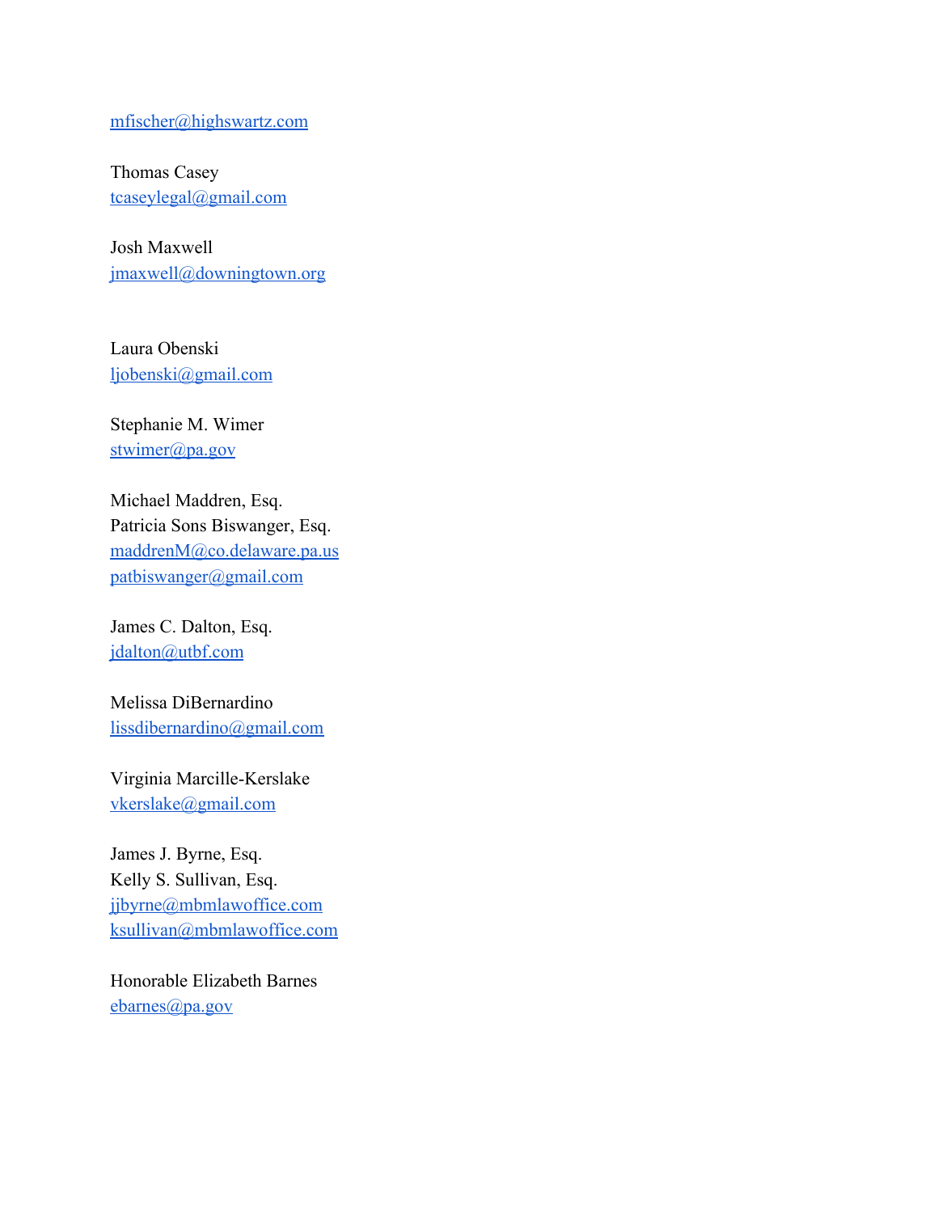mfischer@highswartz.com

Thomas Casey
tcaseylegal@gmail.com

Josh Maxwell
jmaxwell@downingtown.org

Laura Obenski
ljobenski@gmail.com

Stephanie M. Wimer
stwimer@pa.gov

Michael Maddren, Esq.
Patricia Sons Biswanger, Esq.
maddrenM@co.delaware.pa.us
patbiswanger@gmail.com

James C. Dalton, Esq.
jdalton@utbf.com

Melissa DiBernardino
lissdibernardino@gmail.com

Virginia Marcille-Kerslake
vkerslake@gmail.com

James J. Byrne, Esq.
Kelly S. Sullivan, Esq.
jjbyrne@mbmlawoffice.com
ksullivan@mbmlawoffice.com

Honorable Elizabeth Barnes
ebarnes@pa.gov